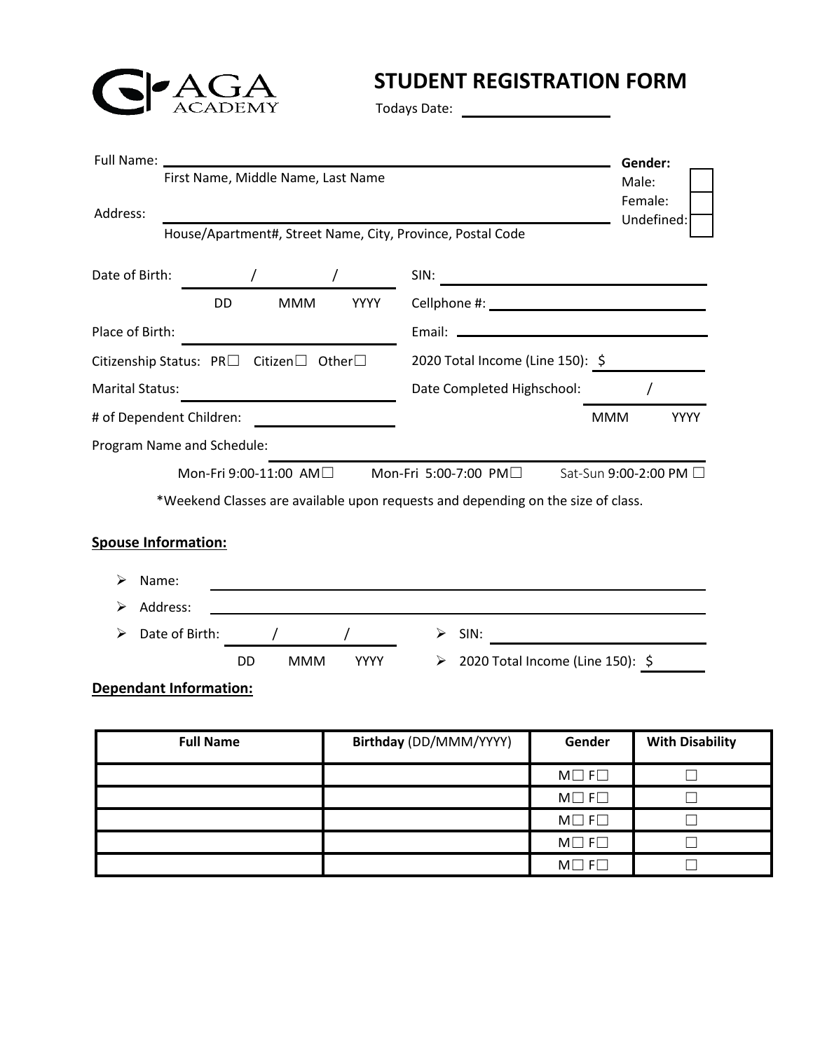GAGA ACADEMY

# STUDENT REGISTRATION FORM

Todays Date: ____________________

Full Name: ______________________________________________
First Name, Middle Name, Last Name

Address: ______________________________________________
House/Apartment#, Street Name, City, Province, Postal Code

**Gender:**
Male: ☐
Female: ☐
Undefined: ☐

Date of Birth: ____ / ____ / ____
DD MMM YYYY

SIN: ____________________

Cellphone #: ____________________

Place of Birth: ____________________

Email: ____________________

Citizenship Status: PR☐ Citizen☐ Other☐

2020 Total Income (Line 150): $ ____________

Marital Status: ____________________

Date Completed Highschool: ____ / ____
MMM YYYY

# of Dependent Children: ____________

Program Name and Schedule: ____________________

Mon-Fri 9:00-11:00 AM☐ Mon-Fri 5:00-7:00 PM☐ Sat-Sun 9:00-2:00 PM ☐

*Weekend Classes are available upon requests and depending on the size of class.

**Spouse Information:**

- Name: ______________________________________________
- Address: ______________________________________________
- Date of Birth: ____ / ____ / ____
  DD MMM YYYY
- SIN: ____________________
- 2020 Total Income (Line 150): $ ____________

**Dependant Information:**

| **Full Name** | **Birthday** (DD/MMM/YYYY) | **Gender** | **With Disability** |
|---|---|---|---|
| | | M☐ F☐ | ☐ |
| | | M☐ F☐ | ☐ |
| | | M☐ F☐ | ☐ |
| | | M☐ F☐ | ☐ |
| | | M☐ F☐ | ☐ |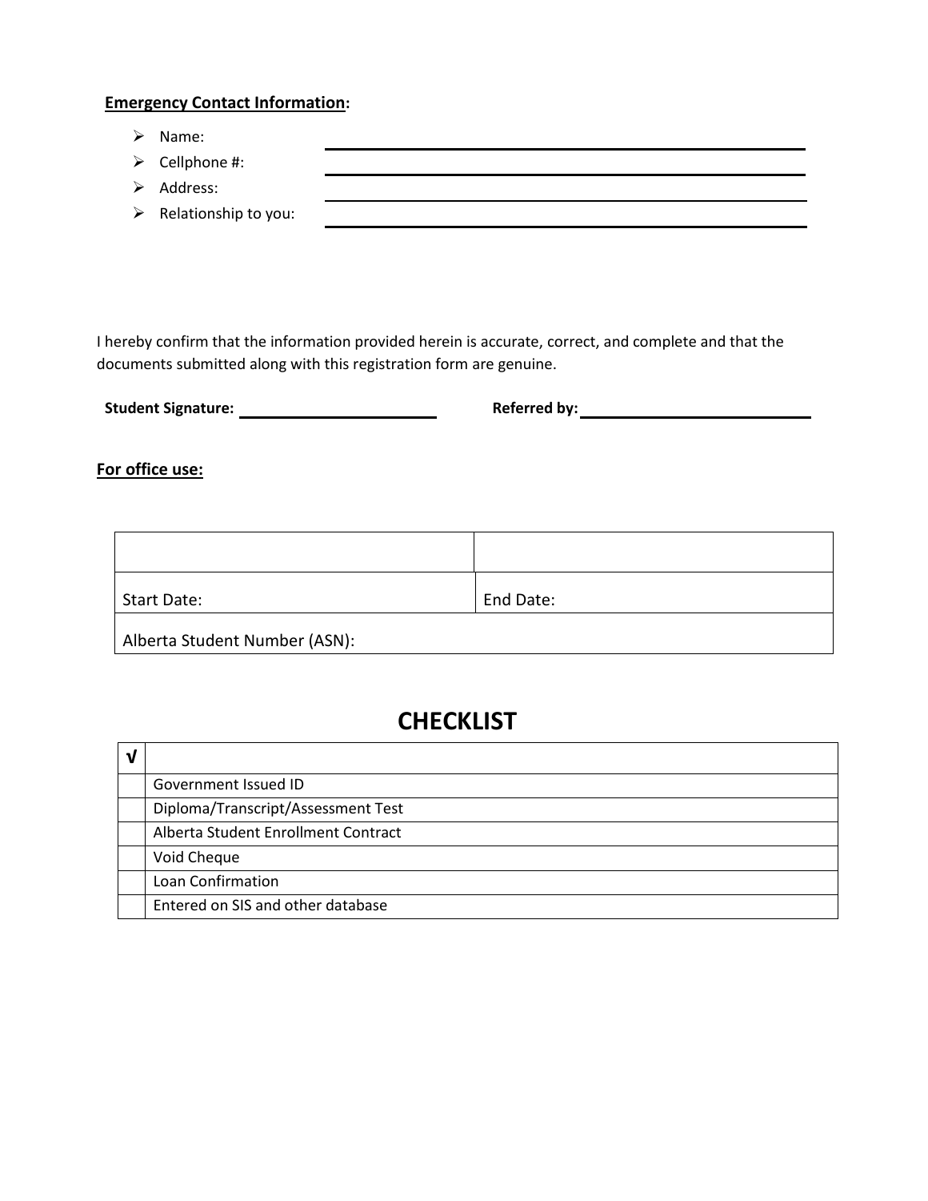**<u>Emergency Contact Information</u>:**

- Name: ______________________________
- Cellphone #: ______________________________
- Address: ______________________________
- Relationship to you: ______________________________

I hereby confirm that the information provided herein is accurate, correct, and complete and that the documents submitted along with this registration form are genuine.

**Student Signature:** ________________________ **Referred by:** ____________________________

**<u>For office use:</u>**

| | |
|---|---|
| Start Date: | End Date: |
| Alberta Student Number (ASN): | |

## CHECKLIST

| √ | |
|---|---|
| | Government Issued ID |
| | Diploma/Transcript/Assessment Test |
| | Alberta Student Enrollment Contract |
| | Void Cheque |
| | Loan Confirmation |
| | Entered on SIS and other database |